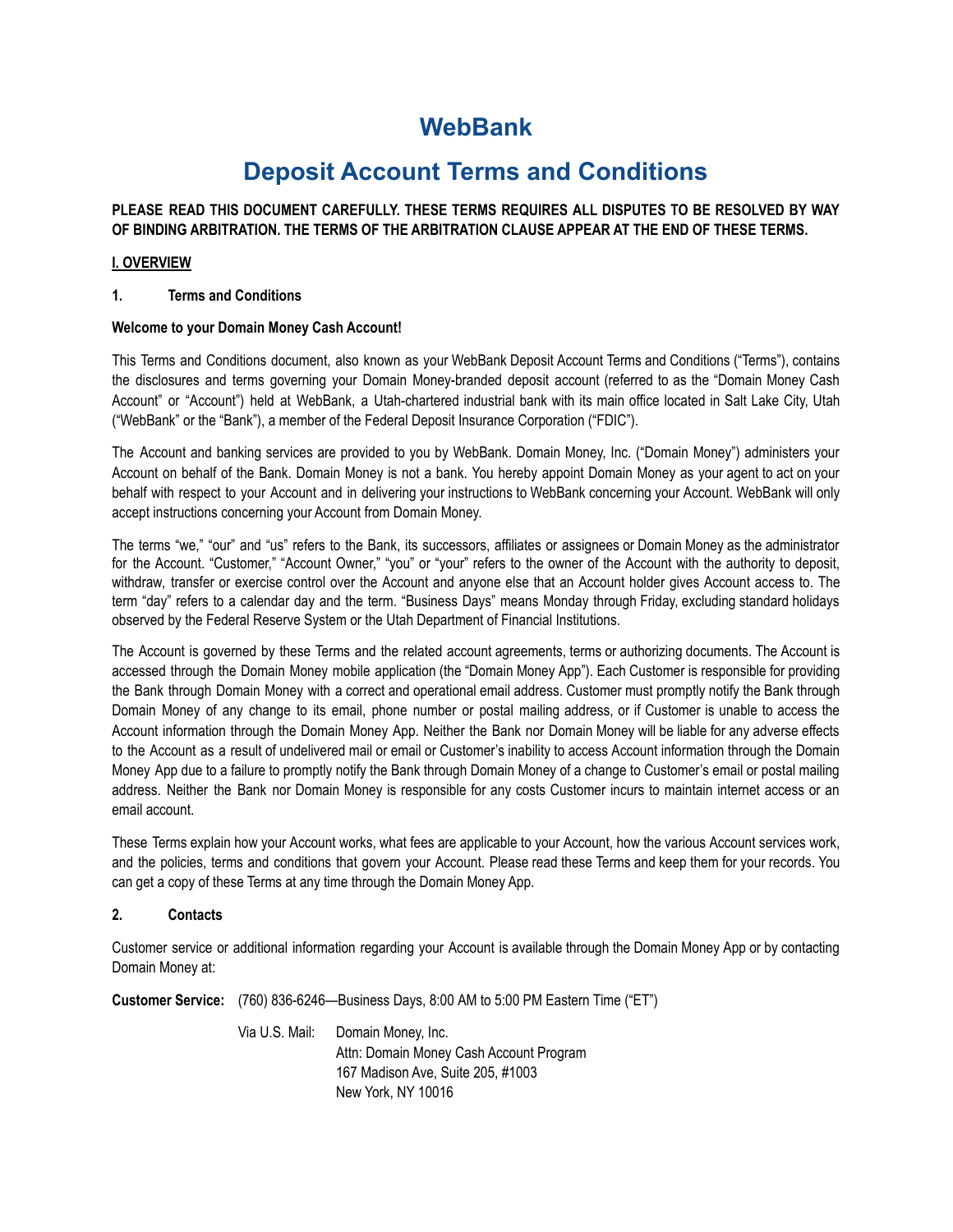# WebBank

## Deposit Account Terms and Conditions

**PLEASE READ THIS DOCUMENT CAREFULLY. THESE TERMS REQUIRES ALL DISPUTES TO BE RESOLVED BY WAY OF BINDING ARBITRATION. THE TERMS OF THE ARBITRATION CLAUSE APPEAR AT THE END OF THESE TERMS.**

### I. OVERVIEW

#### 1. Terms and Conditions

**Welcome to your Domain Money Cash Account!**

This Terms and Conditions document, also known as your WebBank Deposit Account Terms and Conditions ("Terms"), contains the disclosures and terms governing your Domain Money-branded deposit account (referred to as the "Domain Money Cash Account" or "Account") held at WebBank, a Utah-chartered industrial bank with its main office located in Salt Lake City, Utah ("WebBank" or the "Bank"), a member of the Federal Deposit Insurance Corporation ("FDIC").

The Account and banking services are provided to you by WebBank. Domain Money, Inc. ("Domain Money") administers your Account on behalf of the Bank. Domain Money is not a bank. You hereby appoint Domain Money as your agent to act on your behalf with respect to your Account and in delivering your instructions to WebBank concerning your Account. WebBank will only accept instructions concerning your Account from Domain Money.

The terms "we," "our" and "us" refers to the Bank, its successors, affiliates or assignees or Domain Money as the administrator for the Account. "Customer," "Account Owner," "you" or "your" refers to the owner of the Account with the authority to deposit, withdraw, transfer or exercise control over the Account and anyone else that an Account holder gives Account access to. The term "day" refers to a calendar day and the term. "Business Days" means Monday through Friday, excluding standard holidays observed by the Federal Reserve System or the Utah Department of Financial Institutions.

The Account is governed by these Terms and the related account agreements, terms or authorizing documents. The Account is accessed through the Domain Money mobile application (the "Domain Money App"). Each Customer is responsible for providing the Bank through Domain Money with a correct and operational email address. Customer must promptly notify the Bank through Domain Money of any change to its email, phone number or postal mailing address, or if Customer is unable to access the Account information through the Domain Money App. Neither the Bank nor Domain Money will be liable for any adverse effects to the Account as a result of undelivered mail or email or Customer's inability to access Account information through the Domain Money App due to a failure to promptly notify the Bank through Domain Money of a change to Customer's email or postal mailing address. Neither the Bank nor Domain Money is responsible for any costs Customer incurs to maintain internet access or an email account.

These Terms explain how your Account works, what fees are applicable to your Account, how the various Account services work, and the policies, terms and conditions that govern your Account. Please read these Terms and keep them for your records. You can get a copy of these Terms at any time through the Domain Money App.

#### 2. Contacts

Customer service or additional information regarding your Account is available through the Domain Money App or by contacting Domain Money at:

**Customer Service:** (760) 836-6246—Business Days, 8:00 AM to 5:00 PM Eastern Time ("ET")

Via U.S. Mail:
Domain Money, Inc.
Attn: Domain Money Cash Account Program
167 Madison Ave, Suite 205, #1003
New York, NY 10016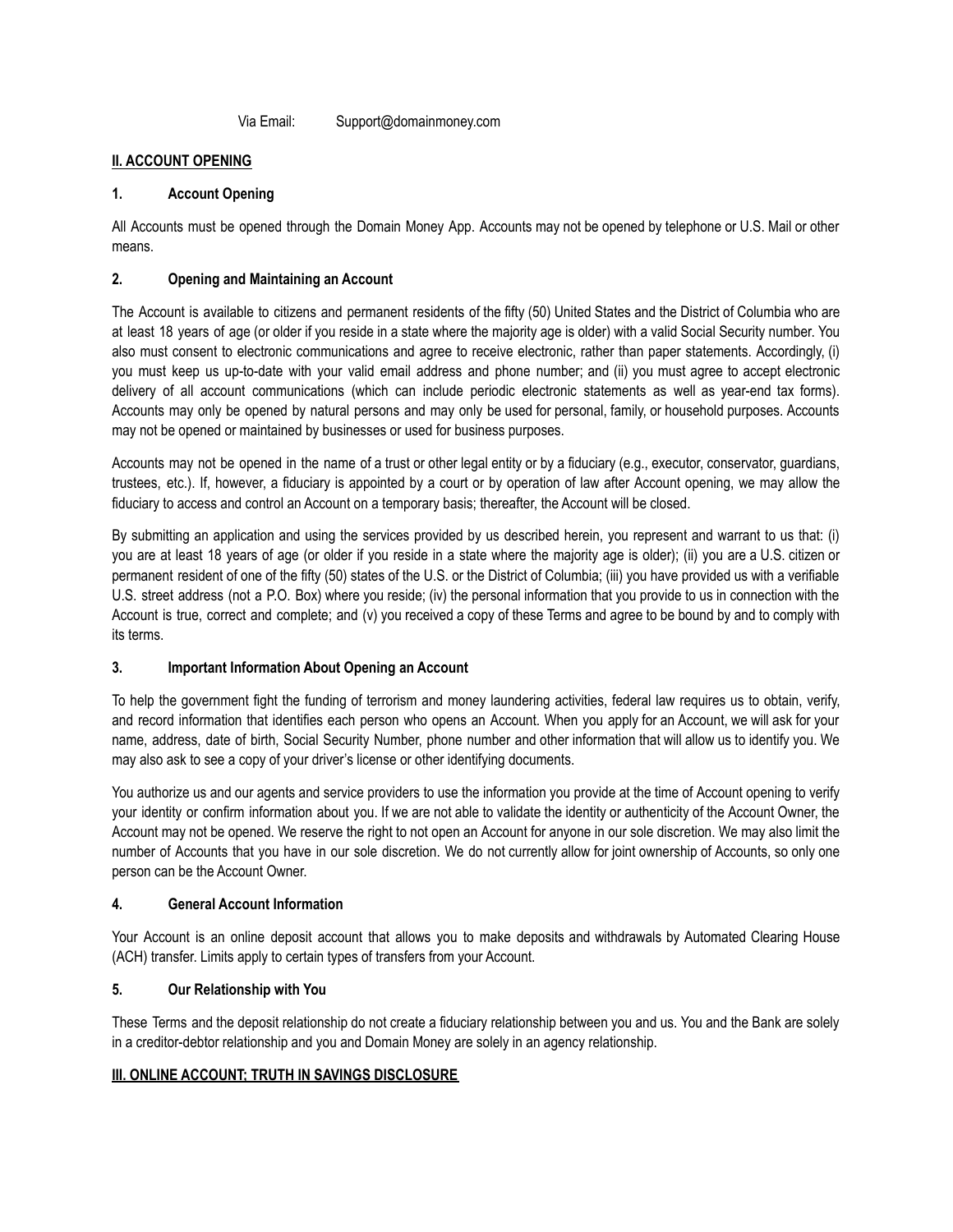Via Email: Support@domainmoney.com

## II. ACCOUNT OPENING

### 1. Account Opening

All Accounts must be opened through the Domain Money App. Accounts may not be opened by telephone or U.S. Mail or other means.

### 2. Opening and Maintaining an Account

The Account is available to citizens and permanent residents of the fifty (50) United States and the District of Columbia who are at least 18 years of age (or older if you reside in a state where the majority age is older) with a valid Social Security number. You also must consent to electronic communications and agree to receive electronic, rather than paper statements. Accordingly, (i) you must keep us up-to-date with your valid email address and phone number; and (ii) you must agree to accept electronic delivery of all account communications (which can include periodic electronic statements as well as year-end tax forms). Accounts may only be opened by natural persons and may only be used for personal, family, or household purposes. Accounts may not be opened or maintained by businesses or used for business purposes.

Accounts may not be opened in the name of a trust or other legal entity or by a fiduciary (e.g., executor, conservator, guardians, trustees, etc.). If, however, a fiduciary is appointed by a court or by operation of law after Account opening, we may allow the fiduciary to access and control an Account on a temporary basis; thereafter, the Account will be closed.

By submitting an application and using the services provided by us described herein, you represent and warrant to us that: (i) you are at least 18 years of age (or older if you reside in a state where the majority age is older); (ii) you are a U.S. citizen or permanent resident of one of the fifty (50) states of the U.S. or the District of Columbia; (iii) you have provided us with a verifiable U.S. street address (not a P.O. Box) where you reside; (iv) the personal information that you provide to us in connection with the Account is true, correct and complete; and (v) you received a copy of these Terms and agree to be bound by and to comply with its terms.

### 3. Important Information About Opening an Account

To help the government fight the funding of terrorism and money laundering activities, federal law requires us to obtain, verify, and record information that identifies each person who opens an Account. When you apply for an Account, we will ask for your name, address, date of birth, Social Security Number, phone number and other information that will allow us to identify you. We may also ask to see a copy of your driver's license or other identifying documents.

You authorize us and our agents and service providers to use the information you provide at the time of Account opening to verify your identity or confirm information about you. If we are not able to validate the identity or authenticity of the Account Owner, the Account may not be opened. We reserve the right to not open an Account for anyone in our sole discretion. We may also limit the number of Accounts that you have in our sole discretion. We do not currently allow for joint ownership of Accounts, so only one person can be the Account Owner.

### 4. General Account Information

Your Account is an online deposit account that allows you to make deposits and withdrawals by Automated Clearing House (ACH) transfer. Limits apply to certain types of transfers from your Account.

### 5. Our Relationship with You

These Terms and the deposit relationship do not create a fiduciary relationship between you and us. You and the Bank are solely in a creditor-debtor relationship and you and Domain Money are solely in an agency relationship.

## III. ONLINE ACCOUNT; TRUTH IN SAVINGS DISCLOSURE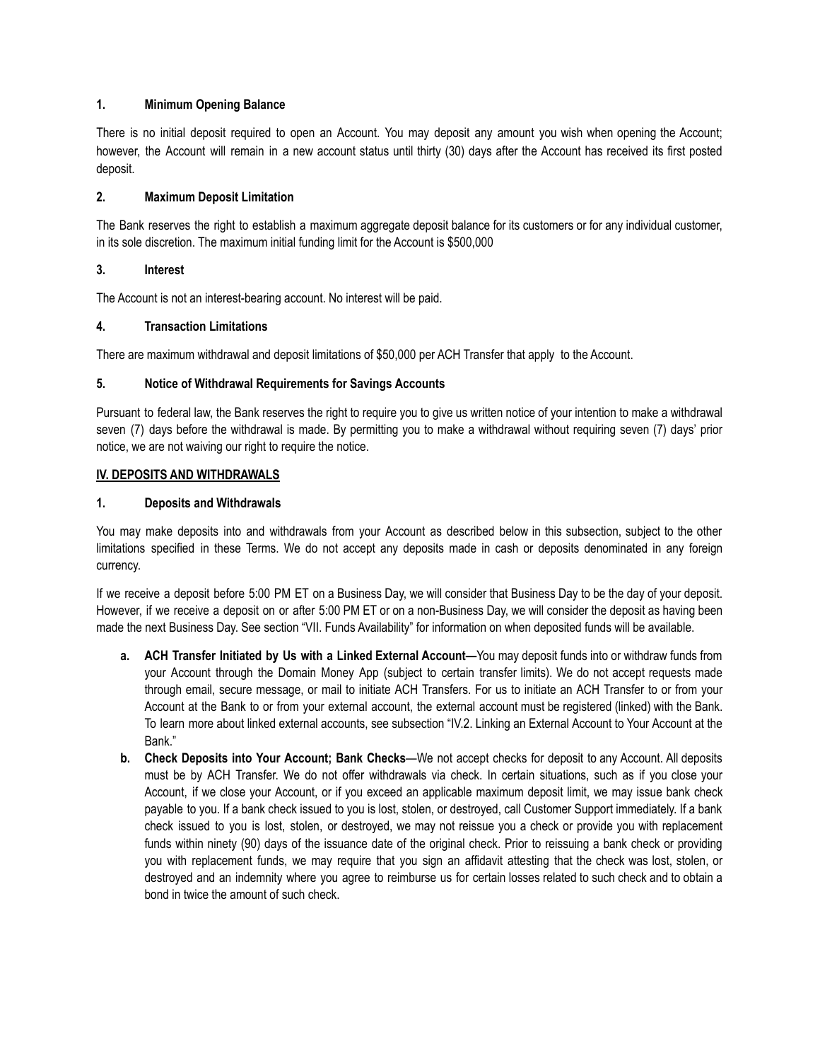### 1. Minimum Opening Balance

There is no initial deposit required to open an Account. You may deposit any amount you wish when opening the Account; however, the Account will remain in a new account status until thirty (30) days after the Account has received its first posted deposit.

### 2. Maximum Deposit Limitation

The Bank reserves the right to establish a maximum aggregate deposit balance for its customers or for any individual customer, in its sole discretion. The maximum initial funding limit for the Account is $500,000

### 3. Interest

The Account is not an interest-bearing account. No interest will be paid.

### 4. Transaction Limitations

There are maximum withdrawal and deposit limitations of $50,000 per ACH Transfer that apply to the Account.

### 5. Notice of Withdrawal Requirements for Savings Accounts

Pursuant to federal law, the Bank reserves the right to require you to give us written notice of your intention to make a withdrawal seven (7) days before the withdrawal is made. By permitting you to make a withdrawal without requiring seven (7) days' prior notice, we are not waiving our right to require the notice.

## IV. DEPOSITS AND WITHDRAWALS

### 1. Deposits and Withdrawals

You may make deposits into and withdrawals from your Account as described below in this subsection, subject to the other limitations specified in these Terms. We do not accept any deposits made in cash or deposits denominated in any foreign currency.

If we receive a deposit before 5:00 PM ET on a Business Day, we will consider that Business Day to be the day of your deposit. However, if we receive a deposit on or after 5:00 PM ET or on a non-Business Day, we will consider the deposit as having been made the next Business Day. See section "VII. Funds Availability" for information on when deposited funds will be available.

a. **ACH Transfer Initiated by Us with a Linked External Account—**You may deposit funds into or withdraw funds from your Account through the Domain Money App (subject to certain transfer limits). We do not accept requests made through email, secure message, or mail to initiate ACH Transfers. For us to initiate an ACH Transfer to or from your Account at the Bank to or from your external account, the external account must be registered (linked) with the Bank. To learn more about linked external accounts, see subsection "IV.2. Linking an External Account to Your Account at the Bank."

b. **Check Deposits into Your Account; Bank Checks**—We not accept checks for deposit to any Account. All deposits must be by ACH Transfer. We do not offer withdrawals via check. In certain situations, such as if you close your Account, if we close your Account, or if you exceed an applicable maximum deposit limit, we may issue bank check payable to you. If a bank check issued to you is lost, stolen, or destroyed, call Customer Support immediately. If a bank check issued to you is lost, stolen, or destroyed, we may not reissue you a check or provide you with replacement funds within ninety (90) days of the issuance date of the original check. Prior to reissuing a bank check or providing you with replacement funds, we may require that you sign an affidavit attesting that the check was lost, stolen, or destroyed and an indemnity where you agree to reimburse us for certain losses related to such check and to obtain a bond in twice the amount of such check.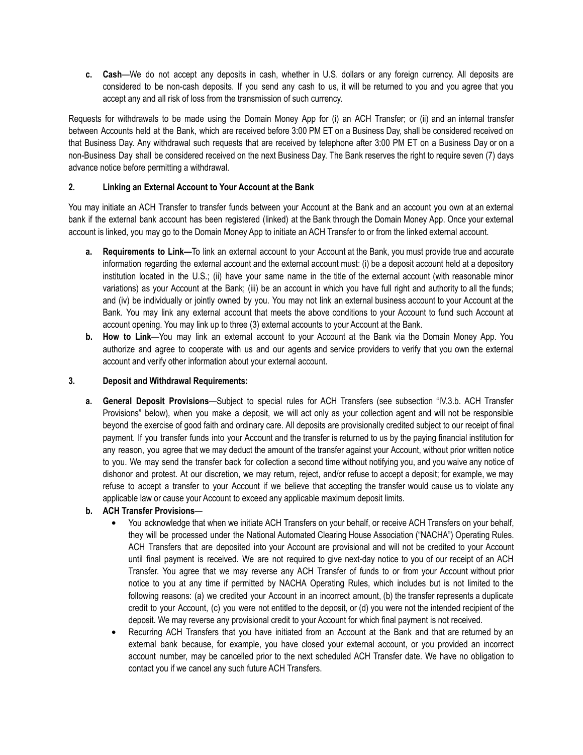c. **Cash**—We do not accept any deposits in cash, whether in U.S. dollars or any foreign currency. All deposits are considered to be non-cash deposits. If you send any cash to us, it will be returned to you and you agree that you accept any and all risk of loss from the transmission of such currency.

Requests for withdrawals to be made using the Domain Money App for (i) an ACH Transfer; or (ii) and an internal transfer between Accounts held at the Bank, which are received before 3:00 PM ET on a Business Day, shall be considered received on that Business Day. Any withdrawal such requests that are received by telephone after 3:00 PM ET on a Business Day or on a non-Business Day shall be considered received on the next Business Day. The Bank reserves the right to require seven (7) days advance notice before permitting a withdrawal.

## 2. Linking an External Account to Your Account at the Bank

You may initiate an ACH Transfer to transfer funds between your Account at the Bank and an account you own at an external bank if the external bank account has been registered (linked) at the Bank through the Domain Money App. Once your external account is linked, you may go to the Domain Money App to initiate an ACH Transfer to or from the linked external account.

a. **Requirements to Link—**To link an external account to your Account at the Bank, you must provide true and accurate information regarding the external account and the external account must: (i) be a deposit account held at a depository institution located in the U.S.; (ii) have your same name in the title of the external account (with reasonable minor variations) as your Account at the Bank; (iii) be an account in which you have full right and authority to all the funds; and (iv) be individually or jointly owned by you. You may not link an external business account to your Account at the Bank. You may link any external account that meets the above conditions to your Account to fund such Account at account opening. You may link up to three (3) external accounts to your Account at the Bank.

b. **How to Link**—You may link an external account to your Account at the Bank via the Domain Money App. You authorize and agree to cooperate with us and our agents and service providers to verify that you own the external account and verify other information about your external account.

## 3. Deposit and Withdrawal Requirements:

a. **General Deposit Provisions**—Subject to special rules for ACH Transfers (see subsection "IV.3.b. ACH Transfer Provisions" below), when you make a deposit, we will act only as your collection agent and will not be responsible beyond the exercise of good faith and ordinary care. All deposits are provisionally credited subject to our receipt of final payment. If you transfer funds into your Account and the transfer is returned to us by the paying financial institution for any reason, you agree that we may deduct the amount of the transfer against your Account, without prior written notice to you. We may send the transfer back for collection a second time without notifying you, and you waive any notice of dishonor and protest. At our discretion, we may return, reject, and/or refuse to accept a deposit; for example, we may refuse to accept a transfer to your Account if we believe that accepting the transfer would cause us to violate any applicable law or cause your Account to exceed any applicable maximum deposit limits.

b. **ACH Transfer Provisions**—
   - You acknowledge that when we initiate ACH Transfers on your behalf, or receive ACH Transfers on your behalf, they will be processed under the National Automated Clearing House Association ("NACHA") Operating Rules. ACH Transfers that are deposited into your Account are provisional and will not be credited to your Account until final payment is received. We are not required to give next-day notice to you of our receipt of an ACH Transfer. You agree that we may reverse any ACH Transfer of funds to or from your Account without prior notice to you at any time if permitted by NACHA Operating Rules, which includes but is not limited to the following reasons: (a) we credited your Account in an incorrect amount, (b) the transfer represents a duplicate credit to your Account, (c) you were not entitled to the deposit, or (d) you were not the intended recipient of the deposit. We may reverse any provisional credit to your Account for which final payment is not received.
   - Recurring ACH Transfers that you have initiated from an Account at the Bank and that are returned by an external bank because, for example, you have closed your external account, or you provided an incorrect account number, may be cancelled prior to the next scheduled ACH Transfer date. We have no obligation to contact you if we cancel any such future ACH Transfers.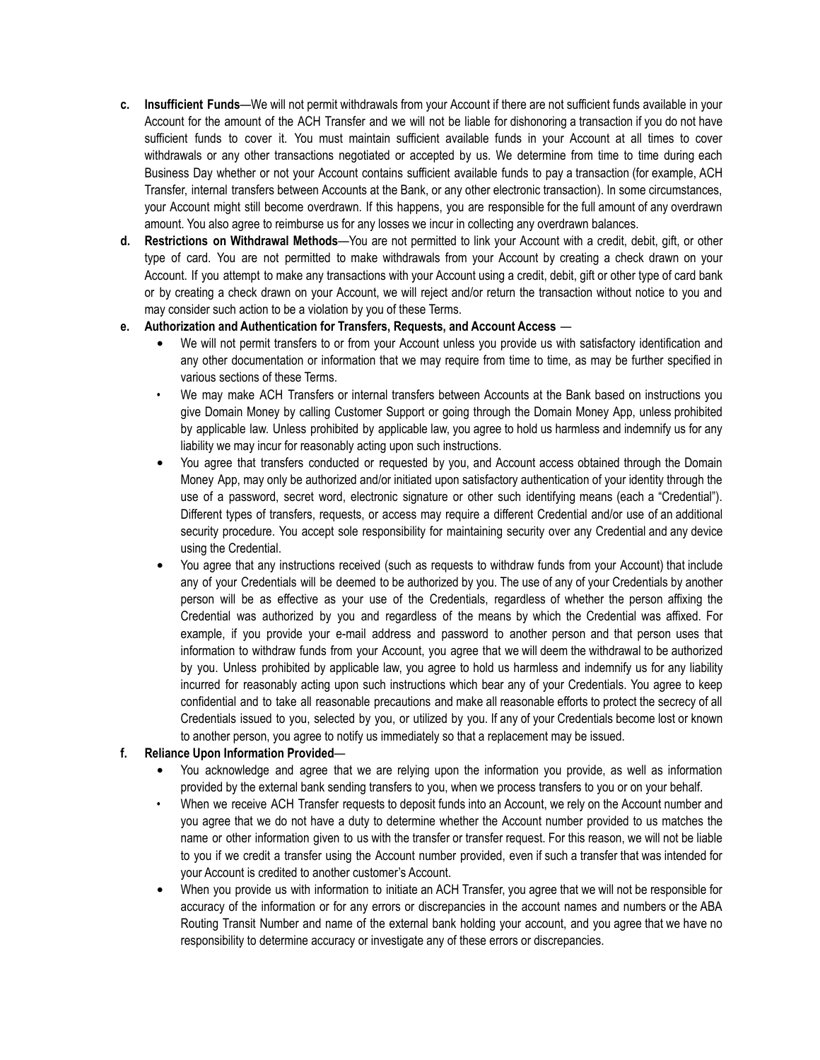- **c. Insufficient Funds**—We will not permit withdrawals from your Account if there are not sufficient funds available in your Account for the amount of the ACH Transfer and we will not be liable for dishonoring a transaction if you do not have sufficient funds to cover it. You must maintain sufficient available funds in your Account at all times to cover withdrawals or any other transactions negotiated or accepted by us. We determine from time to time during each Business Day whether or not your Account contains sufficient available funds to pay a transaction (for example, ACH Transfer, internal transfers between Accounts at the Bank, or any other electronic transaction). In some circumstances, your Account might still become overdrawn. If this happens, you are responsible for the full amount of any overdrawn amount. You also agree to reimburse us for any losses we incur in collecting any overdrawn balances.
- **d. Restrictions on Withdrawal Methods**—You are not permitted to link your Account with a credit, debit, gift, or other type of card. You are not permitted to make withdrawals from your Account by creating a check drawn on your Account. If you attempt to make any transactions with your Account using a credit, debit, gift or other type of card bank or by creating a check drawn on your Account, we will reject and/or return the transaction without notice to you and may consider such action to be a violation by you of these Terms.
- **e. Authorization and Authentication for Transfers, Requests, and Account Access** —
  - We will not permit transfers to or from your Account unless you provide us with satisfactory identification and any other documentation or information that we may require from time to time, as may be further specified in various sections of these Terms.
  - We may make ACH Transfers or internal transfers between Accounts at the Bank based on instructions you give Domain Money by calling Customer Support or going through the Domain Money App, unless prohibited by applicable law. Unless prohibited by applicable law, you agree to hold us harmless and indemnify us for any liability we may incur for reasonably acting upon such instructions.
  - You agree that transfers conducted or requested by you, and Account access obtained through the Domain Money App, may only be authorized and/or initiated upon satisfactory authentication of your identity through the use of a password, secret word, electronic signature or other such identifying means (each a "Credential"). Different types of transfers, requests, or access may require a different Credential and/or use of an additional security procedure. You accept sole responsibility for maintaining security over any Credential and any device using the Credential.
  - You agree that any instructions received (such as requests to withdraw funds from your Account) that include any of your Credentials will be deemed to be authorized by you. The use of any of your Credentials by another person will be as effective as your use of the Credentials, regardless of whether the person affixing the Credential was authorized by you and regardless of the means by which the Credential was affixed. For example, if you provide your e-mail address and password to another person and that person uses that information to withdraw funds from your Account, you agree that we will deem the withdrawal to be authorized by you. Unless prohibited by applicable law, you agree to hold us harmless and indemnify us for any liability incurred for reasonably acting upon such instructions which bear any of your Credentials. You agree to keep confidential and to take all reasonable precautions and make all reasonable efforts to protect the secrecy of all Credentials issued to you, selected by you, or utilized by you. If any of your Credentials become lost or known to another person, you agree to notify us immediately so that a replacement may be issued.
- **f. Reliance Upon Information Provided**—
  - You acknowledge and agree that we are relying upon the information you provide, as well as information provided by the external bank sending transfers to you, when we process transfers to you or on your behalf.
  - When we receive ACH Transfer requests to deposit funds into an Account, we rely on the Account number and you agree that we do not have a duty to determine whether the Account number provided to us matches the name or other information given to us with the transfer or transfer request. For this reason, we will not be liable to you if we credit a transfer using the Account number provided, even if such a transfer that was intended for your Account is credited to another customer's Account.
  - When you provide us with information to initiate an ACH Transfer, you agree that we will not be responsible for accuracy of the information or for any errors or discrepancies in the account names and numbers or the ABA Routing Transit Number and name of the external bank holding your account, and you agree that we have no responsibility to determine accuracy or investigate any of these errors or discrepancies.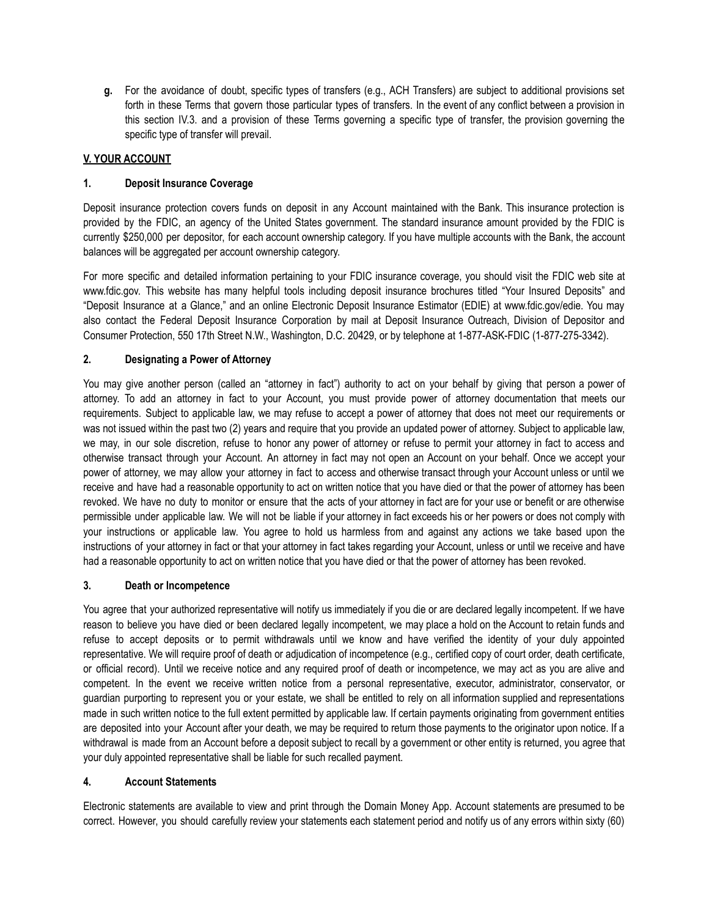**g.** For the avoidance of doubt, specific types of transfers (e.g., ACH Transfers) are subject to additional provisions set forth in these Terms that govern those particular types of transfers. In the event of any conflict between a provision in this section IV.3. and a provision of these Terms governing a specific type of transfer, the provision governing the specific type of transfer will prevail.

## V. YOUR ACCOUNT

### 1. Deposit Insurance Coverage

Deposit insurance protection covers funds on deposit in any Account maintained with the Bank. This insurance protection is provided by the FDIC, an agency of the United States government. The standard insurance amount provided by the FDIC is currently $250,000 per depositor, for each account ownership category. If you have multiple accounts with the Bank, the account balances will be aggregated per account ownership category.

For more specific and detailed information pertaining to your FDIC insurance coverage, you should visit the FDIC web site at www.fdic.gov. This website has many helpful tools including deposit insurance brochures titled "Your Insured Deposits" and "Deposit Insurance at a Glance," and an online Electronic Deposit Insurance Estimator (EDIE) at www.fdic.gov/edie. You may also contact the Federal Deposit Insurance Corporation by mail at Deposit Insurance Outreach, Division of Depositor and Consumer Protection, 550 17th Street N.W., Washington, D.C. 20429, or by telephone at 1-877-ASK-FDIC (1-877-275-3342).

### 2. Designating a Power of Attorney

You may give another person (called an "attorney in fact") authority to act on your behalf by giving that person a power of attorney. To add an attorney in fact to your Account, you must provide power of attorney documentation that meets our requirements. Subject to applicable law, we may refuse to accept a power of attorney that does not meet our requirements or was not issued within the past two (2) years and require that you provide an updated power of attorney. Subject to applicable law, we may, in our sole discretion, refuse to honor any power of attorney or refuse to permit your attorney in fact to access and otherwise transact through your Account. An attorney in fact may not open an Account on your behalf. Once we accept your power of attorney, we may allow your attorney in fact to access and otherwise transact through your Account unless or until we receive and have had a reasonable opportunity to act on written notice that you have died or that the power of attorney has been revoked. We have no duty to monitor or ensure that the acts of your attorney in fact are for your use or benefit or are otherwise permissible under applicable law. We will not be liable if your attorney in fact exceeds his or her powers or does not comply with your instructions or applicable law. You agree to hold us harmless from and against any actions we take based upon the instructions of your attorney in fact or that your attorney in fact takes regarding your Account, unless or until we receive and have had a reasonable opportunity to act on written notice that you have died or that the power of attorney has been revoked.

### 3. Death or Incompetence

You agree that your authorized representative will notify us immediately if you die or are declared legally incompetent. If we have reason to believe you have died or been declared legally incompetent, we may place a hold on the Account to retain funds and refuse to accept deposits or to permit withdrawals until we know and have verified the identity of your duly appointed representative. We will require proof of death or adjudication of incompetence (e.g., certified copy of court order, death certificate, or official record). Until we receive notice and any required proof of death or incompetence, we may act as you are alive and competent. In the event we receive written notice from a personal representative, executor, administrator, conservator, or guardian purporting to represent you or your estate, we shall be entitled to rely on all information supplied and representations made in such written notice to the full extent permitted by applicable law. If certain payments originating from government entities are deposited into your Account after your death, we may be required to return those payments to the originator upon notice. If a withdrawal is made from an Account before a deposit subject to recall by a government or other entity is returned, you agree that your duly appointed representative shall be liable for such recalled payment.

### 4. Account Statements

Electronic statements are available to view and print through the Domain Money App. Account statements are presumed to be correct. However, you should carefully review your statements each statement period and notify us of any errors within sixty (60)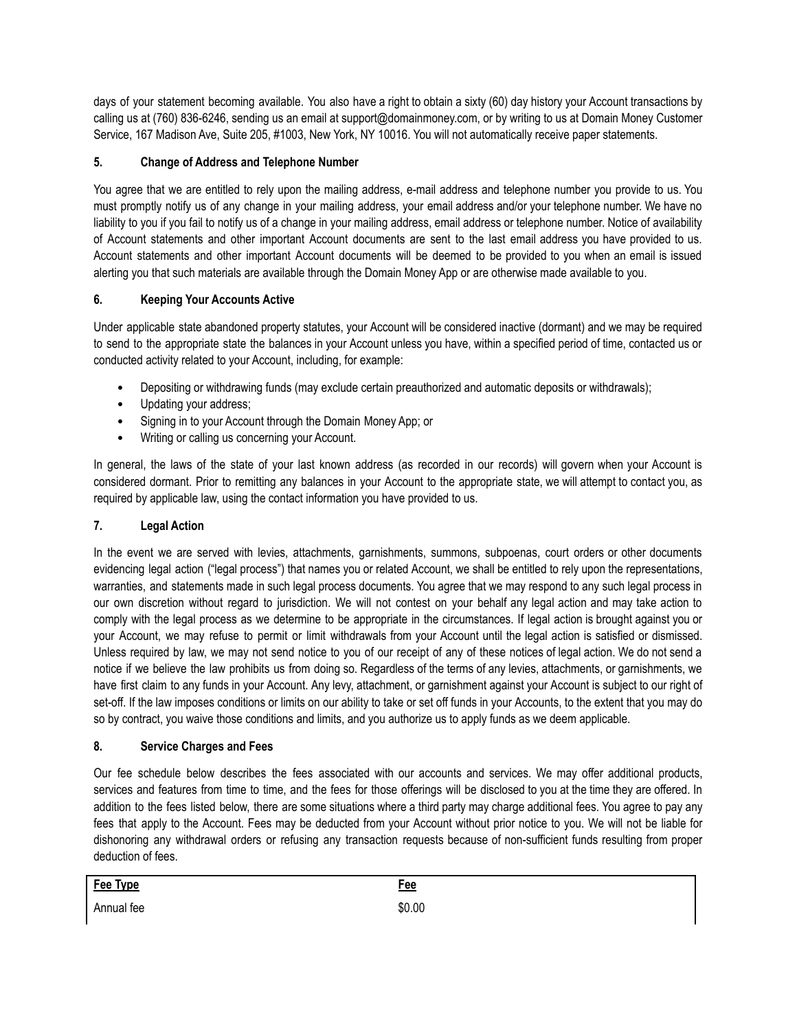days of your statement becoming available. You also have a right to obtain a sixty (60) day history your Account transactions by calling us at (760) 836-6246, sending us an email at support@domainmoney.com, or by writing to us at Domain Money Customer Service, 167 Madison Ave, Suite 205, #1003, New York, NY 10016. You will not automatically receive paper statements.

### 5. Change of Address and Telephone Number

You agree that we are entitled to rely upon the mailing address, e-mail address and telephone number you provide to us. You must promptly notify us of any change in your mailing address, your email address and/or your telephone number. We have no liability to you if you fail to notify us of a change in your mailing address, email address or telephone number. Notice of availability of Account statements and other important Account documents are sent to the last email address you have provided to us. Account statements and other important Account documents will be deemed to be provided to you when an email is issued alerting you that such materials are available through the Domain Money App or are otherwise made available to you.

### 6. Keeping Your Accounts Active

Under applicable state abandoned property statutes, your Account will be considered inactive (dormant) and we may be required to send to the appropriate state the balances in your Account unless you have, within a specified period of time, contacted us or conducted activity related to your Account, including, for example:

- Depositing or withdrawing funds (may exclude certain preauthorized and automatic deposits or withdrawals);
- Updating your address;
- Signing in to your Account through the Domain Money App; or
- Writing or calling us concerning your Account.

In general, the laws of the state of your last known address (as recorded in our records) will govern when your Account is considered dormant. Prior to remitting any balances in your Account to the appropriate state, we will attempt to contact you, as required by applicable law, using the contact information you have provided to us.

### 7. Legal Action

In the event we are served with levies, attachments, garnishments, summons, subpoenas, court orders or other documents evidencing legal action ("legal process") that names you or related Account, we shall be entitled to rely upon the representations, warranties, and statements made in such legal process documents. You agree that we may respond to any such legal process in our own discretion without regard to jurisdiction. We will not contest on your behalf any legal action and may take action to comply with the legal process as we determine to be appropriate in the circumstances. If legal action is brought against you or your Account, we may refuse to permit or limit withdrawals from your Account until the legal action is satisfied or dismissed. Unless required by law, we may not send notice to you of our receipt of any of these notices of legal action. We do not send a notice if we believe the law prohibits us from doing so. Regardless of the terms of any levies, attachments, or garnishments, we have first claim to any funds in your Account. Any levy, attachment, or garnishment against your Account is subject to our right of set-off. If the law imposes conditions or limits on our ability to take or set off funds in your Accounts, to the extent that you may do so by contract, you waive those conditions and limits, and you authorize us to apply funds as we deem applicable.

### 8. Service Charges and Fees

Our fee schedule below describes the fees associated with our accounts and services. We may offer additional products, services and features from time to time, and the fees for those offerings will be disclosed to you at the time they are offered. In addition to the fees listed below, there are some situations where a third party may charge additional fees. You agree to pay any fees that apply to the Account. Fees may be deducted from your Account without prior notice to you. We will not be liable for dishonoring any withdrawal orders or refusing any transaction requests because of non-sufficient funds resulting from proper deduction of fees.

| Fee Type | Fee |
| --- | --- |
| Annual fee | $0.00 |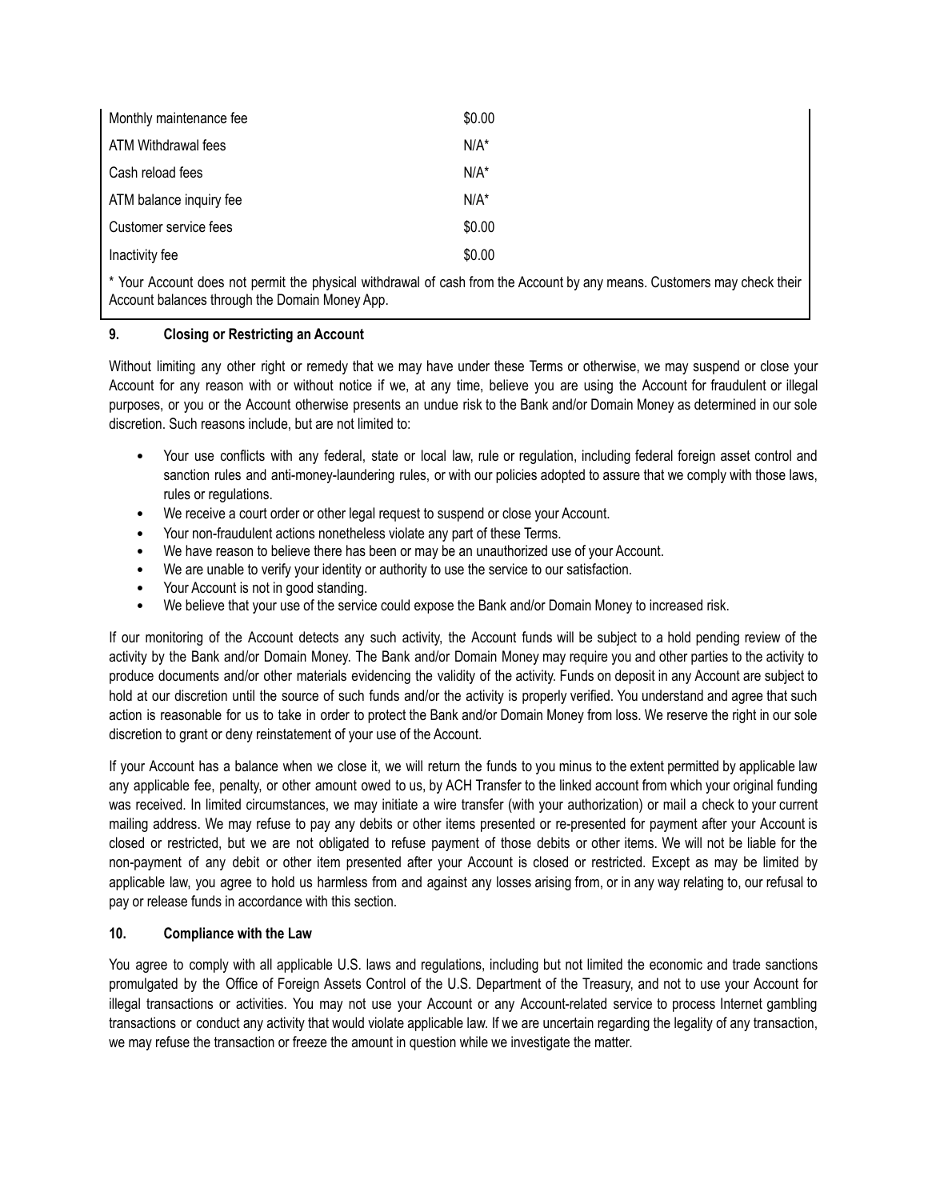| Monthly maintenance fee | $0.00 |
|---|---|
| ATM Withdrawal fees | N/A* |
| Cash reload fees | N/A* |
| ATM balance inquiry fee | N/A* |
| Customer service fees | $0.00 |
| Inactivity fee | $0.00 |

* Your Account does not permit the physical withdrawal of cash from the Account by any means. Customers may check their Account balances through the Domain Money App.

**9. Closing or Restricting an Account**

Without limiting any other right or remedy that we may have under these Terms or otherwise, we may suspend or close your Account for any reason with or without notice if we, at any time, believe you are using the Account for fraudulent or illegal purposes, or you or the Account otherwise presents an undue risk to the Bank and/or Domain Money as determined in our sole discretion. Such reasons include, but are not limited to:

- Your use conflicts with any federal, state or local law, rule or regulation, including federal foreign asset control and sanction rules and anti-money-laundering rules, or with our policies adopted to assure that we comply with those laws, rules or regulations.
- We receive a court order or other legal request to suspend or close your Account.
- Your non-fraudulent actions nonetheless violate any part of these Terms.
- We have reason to believe there has been or may be an unauthorized use of your Account.
- We are unable to verify your identity or authority to use the service to our satisfaction.
- Your Account is not in good standing.
- We believe that your use of the service could expose the Bank and/or Domain Money to increased risk.

If our monitoring of the Account detects any such activity, the Account funds will be subject to a hold pending review of the activity by the Bank and/or Domain Money. The Bank and/or Domain Money may require you and other parties to the activity to produce documents and/or other materials evidencing the validity of the activity. Funds on deposit in any Account are subject to hold at our discretion until the source of such funds and/or the activity is properly verified. You understand and agree that such action is reasonable for us to take in order to protect the Bank and/or Domain Money from loss. We reserve the right in our sole discretion to grant or deny reinstatement of your use of the Account.

If your Account has a balance when we close it, we will return the funds to you minus to the extent permitted by applicable law any applicable fee, penalty, or other amount owed to us, by ACH Transfer to the linked account from which your original funding was received. In limited circumstances, we may initiate a wire transfer (with your authorization) or mail a check to your current mailing address. We may refuse to pay any debits or other items presented or re-presented for payment after your Account is closed or restricted, but we are not obligated to refuse payment of those debits or other items. We will not be liable for the non-payment of any debit or other item presented after your Account is closed or restricted. Except as may be limited by applicable law, you agree to hold us harmless from and against any losses arising from, or in any way relating to, our refusal to pay or release funds in accordance with this section.

**10. Compliance with the Law**

You agree to comply with all applicable U.S. laws and regulations, including but not limited the economic and trade sanctions promulgated by the Office of Foreign Assets Control of the U.S. Department of the Treasury, and not to use your Account for illegal transactions or activities. You may not use your Account or any Account-related service to process Internet gambling transactions or conduct any activity that would violate applicable law. If we are uncertain regarding the legality of any transaction, we may refuse the transaction or freeze the amount in question while we investigate the matter.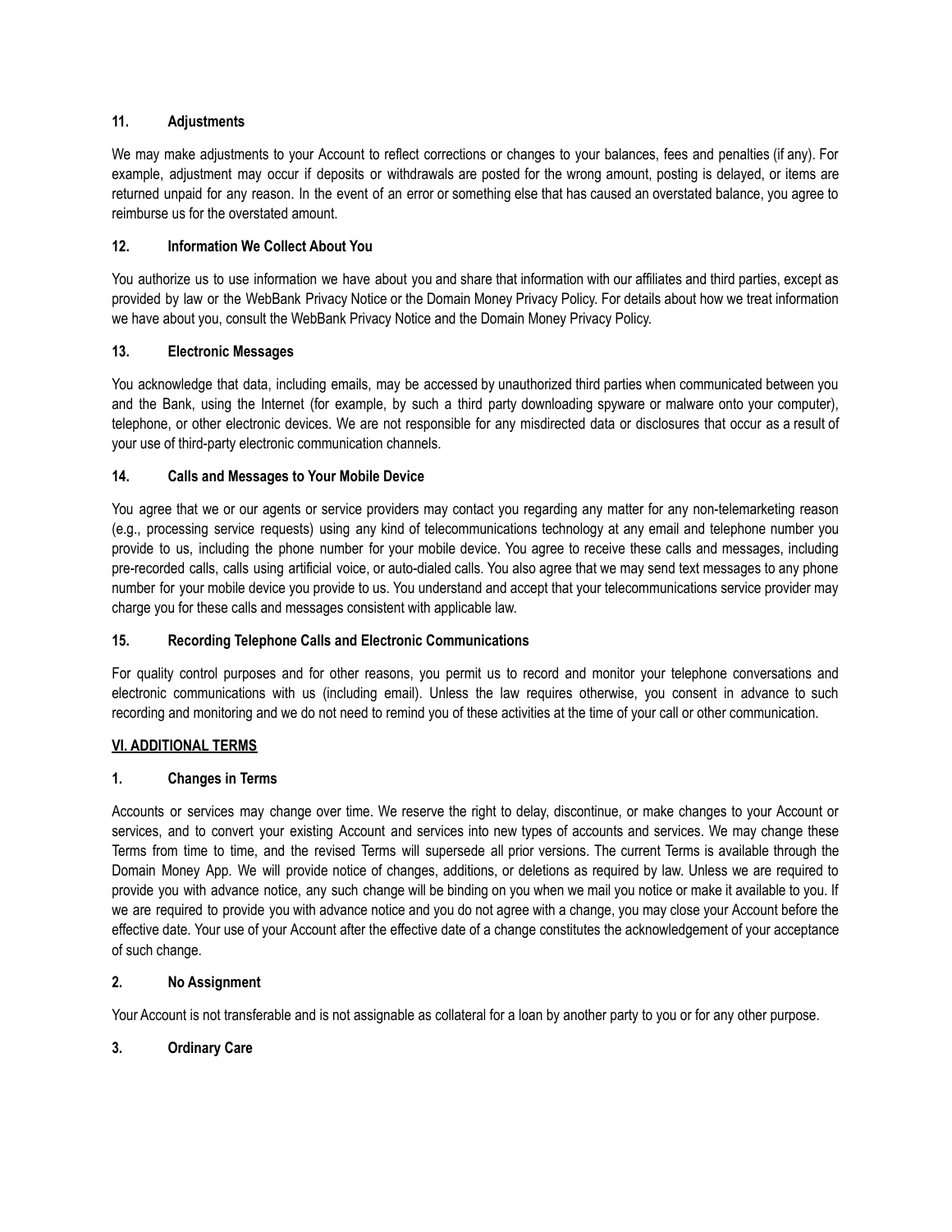### 11. Adjustments

We may make adjustments to your Account to reflect corrections or changes to your balances, fees and penalties (if any). For example, adjustment may occur if deposits or withdrawals are posted for the wrong amount, posting is delayed, or items are returned unpaid for any reason. In the event of an error or something else that has caused an overstated balance, you agree to reimburse us for the overstated amount.

### 12. Information We Collect About You

You authorize us to use information we have about you and share that information with our affiliates and third parties, except as provided by law or the WebBank Privacy Notice or the Domain Money Privacy Policy. For details about how we treat information we have about you, consult the WebBank Privacy Notice and the Domain Money Privacy Policy.

### 13. Electronic Messages

You acknowledge that data, including emails, may be accessed by unauthorized third parties when communicated between you and the Bank, using the Internet (for example, by such a third party downloading spyware or malware onto your computer), telephone, or other electronic devices. We are not responsible for any misdirected data or disclosures that occur as a result of your use of third-party electronic communication channels.

### 14. Calls and Messages to Your Mobile Device

You agree that we or our agents or service providers may contact you regarding any matter for any non-telemarketing reason (e.g., processing service requests) using any kind of telecommunications technology at any email and telephone number you provide to us, including the phone number for your mobile device. You agree to receive these calls and messages, including pre-recorded calls, calls using artificial voice, or auto-dialed calls. You also agree that we may send text messages to any phone number for your mobile device you provide to us. You understand and accept that your telecommunications service provider may charge you for these calls and messages consistent with applicable law.

### 15. Recording Telephone Calls and Electronic Communications

For quality control purposes and for other reasons, you permit us to record and monitor your telephone conversations and electronic communications with us (including email). Unless the law requires otherwise, you consent in advance to such recording and monitoring and we do not need to remind you of these activities at the time of your call or other communication.

## VI. ADDITIONAL TERMS

### 1. Changes in Terms

Accounts or services may change over time. We reserve the right to delay, discontinue, or make changes to your Account or services, and to convert your existing Account and services into new types of accounts and services. We may change these Terms from time to time, and the revised Terms will supersede all prior versions. The current Terms is available through the Domain Money App. We will provide notice of changes, additions, or deletions as required by law. Unless we are required to provide you with advance notice, any such change will be binding on you when we mail you notice or make it available to you. If we are required to provide you with advance notice and you do not agree with a change, you may close your Account before the effective date. Your use of your Account after the effective date of a change constitutes the acknowledgement of your acceptance of such change.

### 2. No Assignment

Your Account is not transferable and is not assignable as collateral for a loan by another party to you or for any other purpose.

### 3. Ordinary Care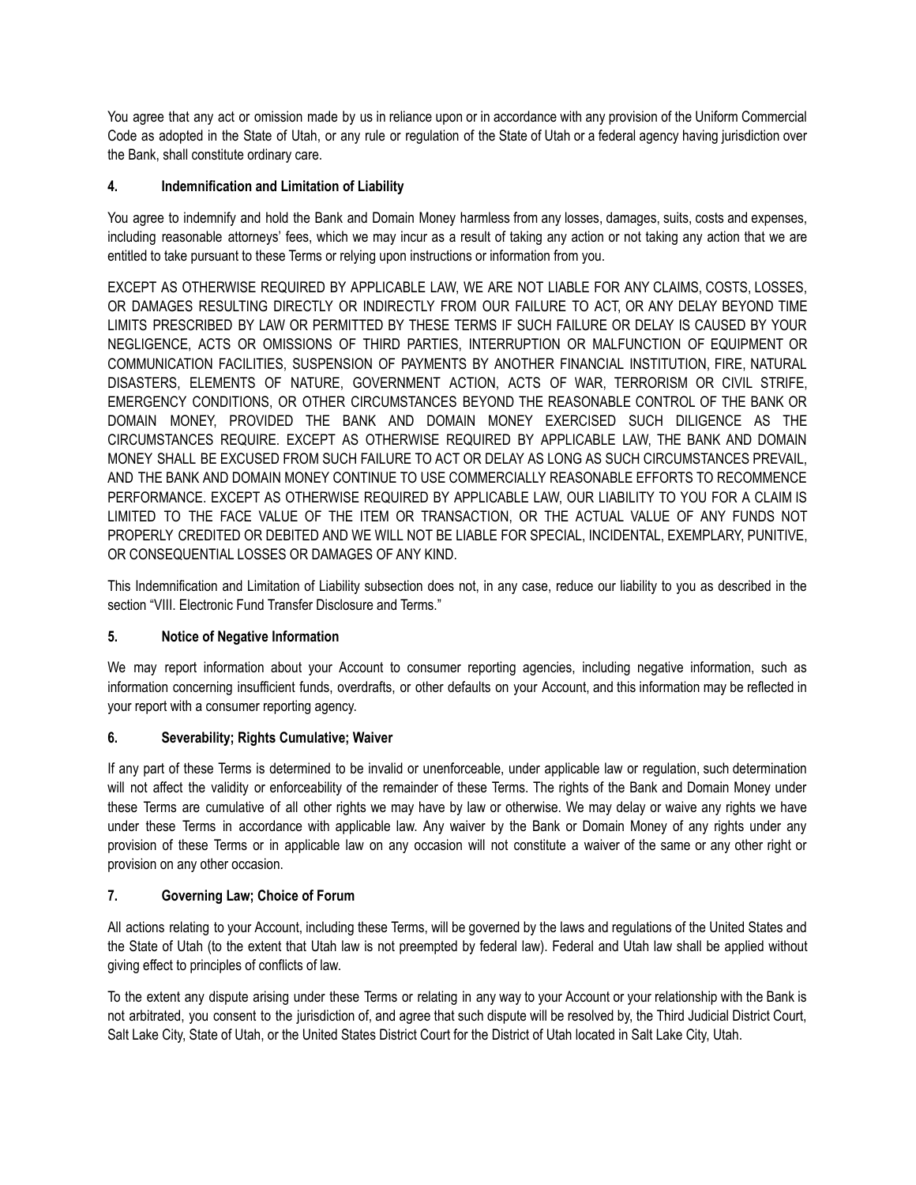You agree that any act or omission made by us in reliance upon or in accordance with any provision of the Uniform Commercial Code as adopted in the State of Utah, or any rule or regulation of the State of Utah or a federal agency having jurisdiction over the Bank, shall constitute ordinary care.

#### 4. Indemnification and Limitation of Liability

You agree to indemnify and hold the Bank and Domain Money harmless from any losses, damages, suits, costs and expenses, including reasonable attorneys' fees, which we may incur as a result of taking any action or not taking any action that we are entitled to take pursuant to these Terms or relying upon instructions or information from you.

EXCEPT AS OTHERWISE REQUIRED BY APPLICABLE LAW, WE ARE NOT LIABLE FOR ANY CLAIMS, COSTS, LOSSES, OR DAMAGES RESULTING DIRECTLY OR INDIRECTLY FROM OUR FAILURE TO ACT, OR ANY DELAY BEYOND TIME LIMITS PRESCRIBED BY LAW OR PERMITTED BY THESE TERMS IF SUCH FAILURE OR DELAY IS CAUSED BY YOUR NEGLIGENCE, ACTS OR OMISSIONS OF THIRD PARTIES, INTERRUPTION OR MALFUNCTION OF EQUIPMENT OR COMMUNICATION FACILITIES, SUSPENSION OF PAYMENTS BY ANOTHER FINANCIAL INSTITUTION, FIRE, NATURAL DISASTERS, ELEMENTS OF NATURE, GOVERNMENT ACTION, ACTS OF WAR, TERRORISM OR CIVIL STRIFE, EMERGENCY CONDITIONS, OR OTHER CIRCUMSTANCES BEYOND THE REASONABLE CONTROL OF THE BANK OR DOMAIN MONEY, PROVIDED THE BANK AND DOMAIN MONEY EXERCISED SUCH DILIGENCE AS THE CIRCUMSTANCES REQUIRE. EXCEPT AS OTHERWISE REQUIRED BY APPLICABLE LAW, THE BANK AND DOMAIN MONEY SHALL BE EXCUSED FROM SUCH FAILURE TO ACT OR DELAY AS LONG AS SUCH CIRCUMSTANCES PREVAIL, AND THE BANK AND DOMAIN MONEY CONTINUE TO USE COMMERCIALLY REASONABLE EFFORTS TO RECOMMENCE PERFORMANCE. EXCEPT AS OTHERWISE REQUIRED BY APPLICABLE LAW, OUR LIABILITY TO YOU FOR A CLAIM IS LIMITED TO THE FACE VALUE OF THE ITEM OR TRANSACTION, OR THE ACTUAL VALUE OF ANY FUNDS NOT PROPERLY CREDITED OR DEBITED AND WE WILL NOT BE LIABLE FOR SPECIAL, INCIDENTAL, EXEMPLARY, PUNITIVE, OR CONSEQUENTIAL LOSSES OR DAMAGES OF ANY KIND.

This Indemnification and Limitation of Liability subsection does not, in any case, reduce our liability to you as described in the section "VIII. Electronic Fund Transfer Disclosure and Terms."

#### 5. Notice of Negative Information

We may report information about your Account to consumer reporting agencies, including negative information, such as information concerning insufficient funds, overdrafts, or other defaults on your Account, and this information may be reflected in your report with a consumer reporting agency.

#### 6. Severability; Rights Cumulative; Waiver

If any part of these Terms is determined to be invalid or unenforceable, under applicable law or regulation, such determination will not affect the validity or enforceability of the remainder of these Terms. The rights of the Bank and Domain Money under these Terms are cumulative of all other rights we may have by law or otherwise. We may delay or waive any rights we have under these Terms in accordance with applicable law. Any waiver by the Bank or Domain Money of any rights under any provision of these Terms or in applicable law on any occasion will not constitute a waiver of the same or any other right or provision on any other occasion.

#### 7. Governing Law; Choice of Forum

All actions relating to your Account, including these Terms, will be governed by the laws and regulations of the United States and the State of Utah (to the extent that Utah law is not preempted by federal law). Federal and Utah law shall be applied without giving effect to principles of conflicts of law.

To the extent any dispute arising under these Terms or relating in any way to your Account or your relationship with the Bank is not arbitrated, you consent to the jurisdiction of, and agree that such dispute will be resolved by, the Third Judicial District Court, Salt Lake City, State of Utah, or the United States District Court for the District of Utah located in Salt Lake City, Utah.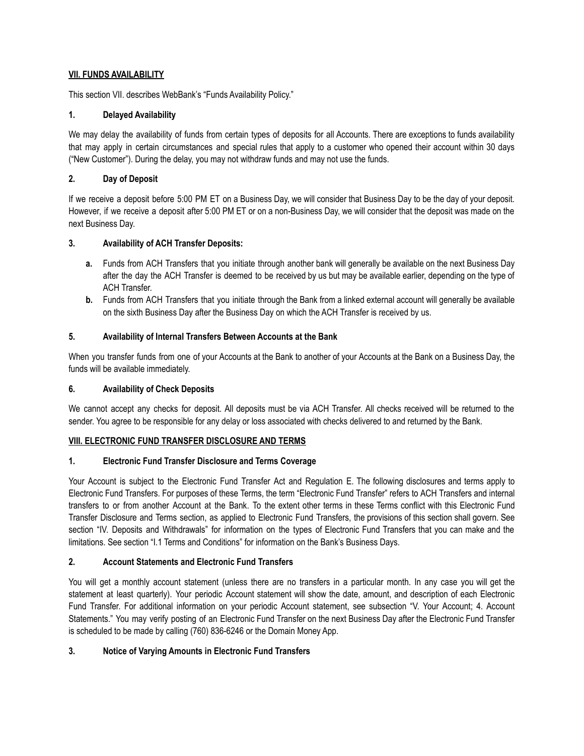## VII. FUNDS AVAILABILITY

This section VII. describes WebBank's "Funds Availability Policy."

### 1. Delayed Availability

We may delay the availability of funds from certain types of deposits for all Accounts. There are exceptions to funds availability that may apply in certain circumstances and special rules that apply to a customer who opened their account within 30 days ("New Customer"). During the delay, you may not withdraw funds and may not use the funds.

### 2. Day of Deposit

If we receive a deposit before 5:00 PM ET on a Business Day, we will consider that Business Day to be the day of your deposit. However, if we receive a deposit after 5:00 PM ET or on a non-Business Day, we will consider that the deposit was made on the next Business Day.

### 3. Availability of ACH Transfer Deposits:

- **a.** Funds from ACH Transfers that you initiate through another bank will generally be available on the next Business Day after the day the ACH Transfer is deemed to be received by us but may be available earlier, depending on the type of ACH Transfer.
- **b.** Funds from ACH Transfers that you initiate through the Bank from a linked external account will generally be available on the sixth Business Day after the Business Day on which the ACH Transfer is received by us.

### 5. Availability of Internal Transfers Between Accounts at the Bank

When you transfer funds from one of your Accounts at the Bank to another of your Accounts at the Bank on a Business Day, the funds will be available immediately.

### 6. Availability of Check Deposits

We cannot accept any checks for deposit. All deposits must be via ACH Transfer. All checks received will be returned to the sender. You agree to be responsible for any delay or loss associated with checks delivered to and returned by the Bank.

## VIII. ELECTRONIC FUND TRANSFER DISCLOSURE AND TERMS

### 1. Electronic Fund Transfer Disclosure and Terms Coverage

Your Account is subject to the Electronic Fund Transfer Act and Regulation E. The following disclosures and terms apply to Electronic Fund Transfers. For purposes of these Terms, the term "Electronic Fund Transfer" refers to ACH Transfers and internal transfers to or from another Account at the Bank. To the extent other terms in these Terms conflict with this Electronic Fund Transfer Disclosure and Terms section, as applied to Electronic Fund Transfers, the provisions of this section shall govern. See section "IV. Deposits and Withdrawals" for information on the types of Electronic Fund Transfers that you can make and the limitations. See section "I.1 Terms and Conditions" for information on the Bank's Business Days.

### 2. Account Statements and Electronic Fund Transfers

You will get a monthly account statement (unless there are no transfers in a particular month. In any case you will get the statement at least quarterly). Your periodic Account statement will show the date, amount, and description of each Electronic Fund Transfer. For additional information on your periodic Account statement, see subsection "V. Your Account; 4. Account Statements." You may verify posting of an Electronic Fund Transfer on the next Business Day after the Electronic Fund Transfer is scheduled to be made by calling (760) 836-6246 or the Domain Money App.

### 3. Notice of Varying Amounts in Electronic Fund Transfers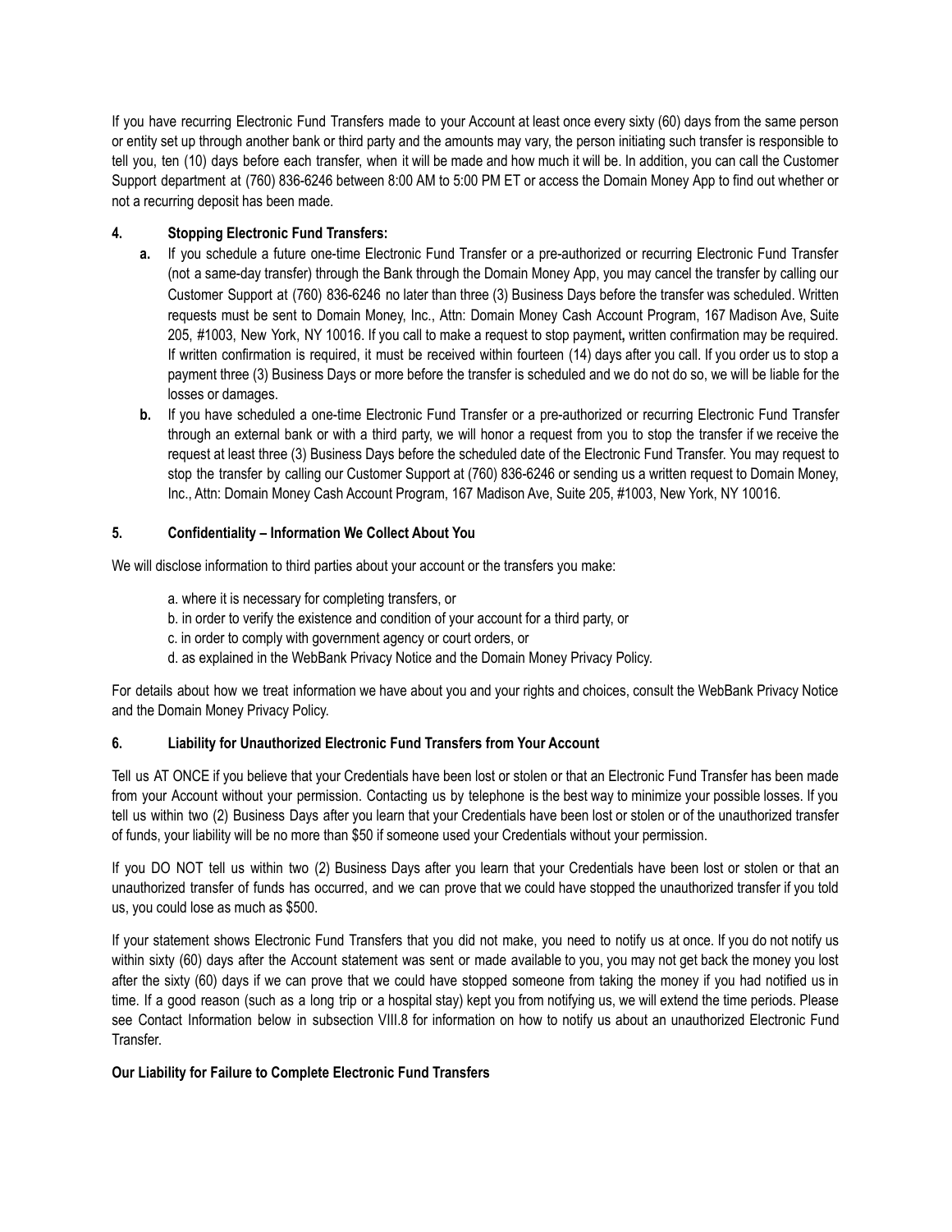If you have recurring Electronic Fund Transfers made to your Account at least once every sixty (60) days from the same person or entity set up through another bank or third party and the amounts may vary, the person initiating such transfer is responsible to tell you, ten (10) days before each transfer, when it will be made and how much it will be. In addition, you can call the Customer Support department at (760) 836-6246 between 8:00 AM to 5:00 PM ET or access the Domain Money App to find out whether or not a recurring deposit has been made.

**4. Stopping Electronic Fund Transfers:**

- **a.** If you schedule a future one-time Electronic Fund Transfer or a pre-authorized or recurring Electronic Fund Transfer (not a same-day transfer) through the Bank through the Domain Money App, you may cancel the transfer by calling our Customer Support at (760) 836-6246 no later than three (3) Business Days before the transfer was scheduled. Written requests must be sent to Domain Money, Inc., Attn: Domain Money Cash Account Program, 167 Madison Ave, Suite 205, #1003, New York, NY 10016. If you call to make a request to stop payment**,** written confirmation may be required. If written confirmation is required, it must be received within fourteen (14) days after you call. If you order us to stop a payment three (3) Business Days or more before the transfer is scheduled and we do not do so, we will be liable for the losses or damages.
- **b.** If you have scheduled a one-time Electronic Fund Transfer or a pre-authorized or recurring Electronic Fund Transfer through an external bank or with a third party, we will honor a request from you to stop the transfer if we receive the request at least three (3) Business Days before the scheduled date of the Electronic Fund Transfer. You may request to stop the transfer by calling our Customer Support at (760) 836-6246 or sending us a written request to Domain Money, Inc., Attn: Domain Money Cash Account Program, 167 Madison Ave, Suite 205, #1003, New York, NY 10016.

**5. Confidentiality – Information We Collect About You**

We will disclose information to third parties about your account or the transfers you make:

a. where it is necessary for completing transfers, or
b. in order to verify the existence and condition of your account for a third party, or
c. in order to comply with government agency or court orders, or
d. as explained in the WebBank Privacy Notice and the Domain Money Privacy Policy.

For details about how we treat information we have about you and your rights and choices, consult the WebBank Privacy Notice and the Domain Money Privacy Policy.

**6. Liability for Unauthorized Electronic Fund Transfers from Your Account**

Tell us AT ONCE if you believe that your Credentials have been lost or stolen or that an Electronic Fund Transfer has been made from your Account without your permission. Contacting us by telephone is the best way to minimize your possible losses. If you tell us within two (2) Business Days after you learn that your Credentials have been lost or stolen or of the unauthorized transfer of funds, your liability will be no more than $50 if someone used your Credentials without your permission.

If you DO NOT tell us within two (2) Business Days after you learn that your Credentials have been lost or stolen or that an unauthorized transfer of funds has occurred, and we can prove that we could have stopped the unauthorized transfer if you told us, you could lose as much as $500.

If your statement shows Electronic Fund Transfers that you did not make, you need to notify us at once. If you do not notify us within sixty (60) days after the Account statement was sent or made available to you, you may not get back the money you lost after the sixty (60) days if we can prove that we could have stopped someone from taking the money if you had notified us in time. If a good reason (such as a long trip or a hospital stay) kept you from notifying us, we will extend the time periods. Please see Contact Information below in subsection VIII.8 for information on how to notify us about an unauthorized Electronic Fund Transfer.

**Our Liability for Failure to Complete Electronic Fund Transfers**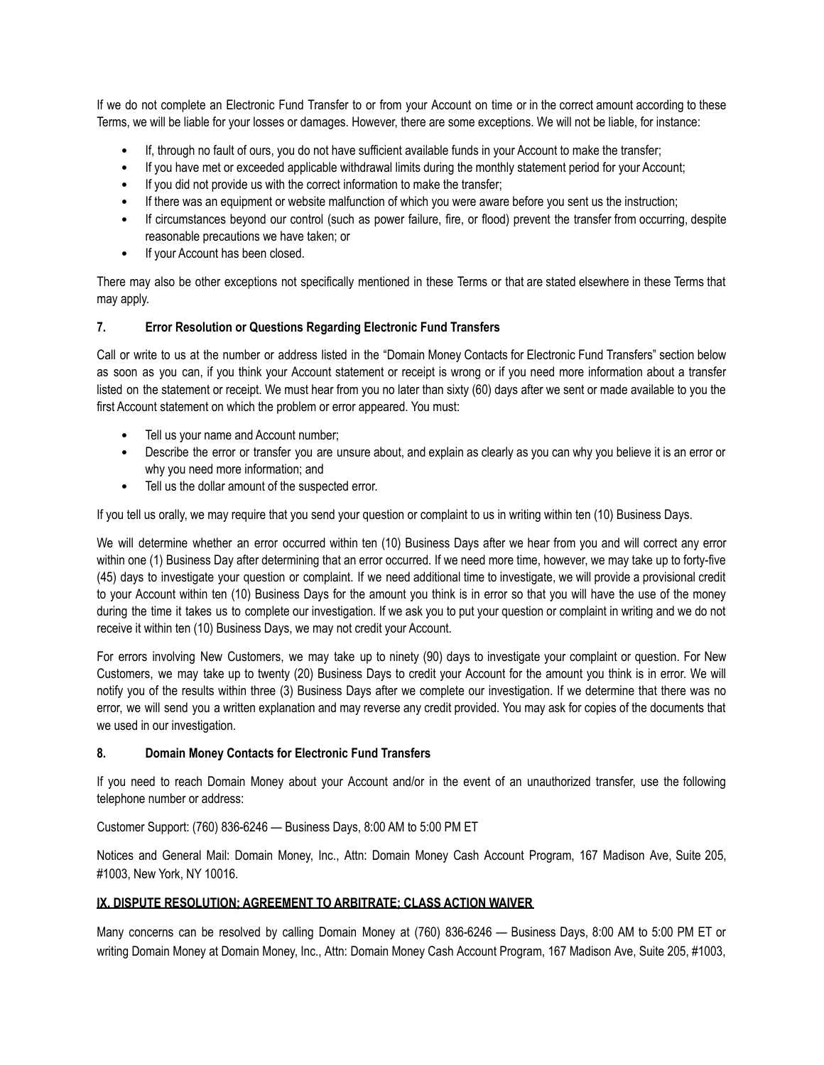If we do not complete an Electronic Fund Transfer to or from your Account on time or in the correct amount according to these Terms, we will be liable for your losses or damages. However, there are some exceptions. We will not be liable, for instance:

- If, through no fault of ours, you do not have sufficient available funds in your Account to make the transfer;
- If you have met or exceeded applicable withdrawal limits during the monthly statement period for your Account;
- If you did not provide us with the correct information to make the transfer;
- If there was an equipment or website malfunction of which you were aware before you sent us the instruction;
- If circumstances beyond our control (such as power failure, fire, or flood) prevent the transfer from occurring, despite reasonable precautions we have taken; or
- If your Account has been closed.

There may also be other exceptions not specifically mentioned in these Terms or that are stated elsewhere in these Terms that may apply.

### 7. Error Resolution or Questions Regarding Electronic Fund Transfers

Call or write to us at the number or address listed in the "Domain Money Contacts for Electronic Fund Transfers" section below as soon as you can, if you think your Account statement or receipt is wrong or if you need more information about a transfer listed on the statement or receipt. We must hear from you no later than sixty (60) days after we sent or made available to you the first Account statement on which the problem or error appeared. You must:

- Tell us your name and Account number;
- Describe the error or transfer you are unsure about, and explain as clearly as you can why you believe it is an error or why you need more information; and
- Tell us the dollar amount of the suspected error.

If you tell us orally, we may require that you send your question or complaint to us in writing within ten (10) Business Days.

We will determine whether an error occurred within ten (10) Business Days after we hear from you and will correct any error within one (1) Business Day after determining that an error occurred. If we need more time, however, we may take up to forty-five (45) days to investigate your question or complaint. If we need additional time to investigate, we will provide a provisional credit to your Account within ten (10) Business Days for the amount you think is in error so that you will have the use of the money during the time it takes us to complete our investigation. If we ask you to put your question or complaint in writing and we do not receive it within ten (10) Business Days, we may not credit your Account.

For errors involving New Customers, we may take up to ninety (90) days to investigate your complaint or question. For New Customers, we may take up to twenty (20) Business Days to credit your Account for the amount you think is in error. We will notify you of the results within three (3) Business Days after we complete our investigation. If we determine that there was no error, we will send you a written explanation and may reverse any credit provided. You may ask for copies of the documents that we used in our investigation.

### 8. Domain Money Contacts for Electronic Fund Transfers

If you need to reach Domain Money about your Account and/or in the event of an unauthorized transfer, use the following telephone number or address:

Customer Support: (760) 836-6246 — Business Days, 8:00 AM to 5:00 PM ET

Notices and General Mail: Domain Money, Inc., Attn: Domain Money Cash Account Program, 167 Madison Ave, Suite 205, #1003, New York, NY 10016.

## IX. DISPUTE RESOLUTION; AGREEMENT TO ARBITRATE; CLASS ACTION WAIVER

Many concerns can be resolved by calling Domain Money at (760) 836-6246 — Business Days, 8:00 AM to 5:00 PM ET or writing Domain Money at Domain Money, Inc., Attn: Domain Money Cash Account Program, 167 Madison Ave, Suite 205, #1003,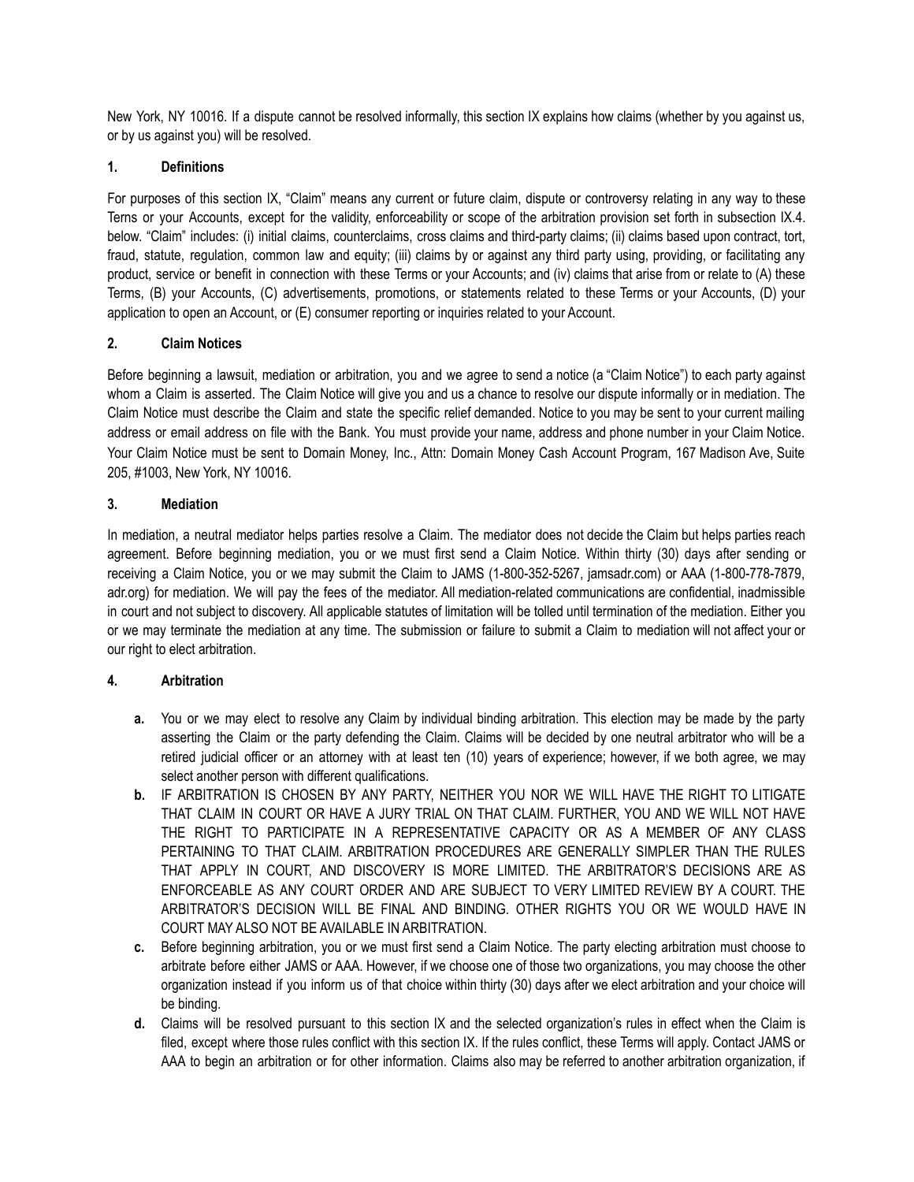New York, NY 10016. If a dispute cannot be resolved informally, this section IX explains how claims (whether by you against us, or by us against you) will be resolved.

### 1. Definitions

For purposes of this section IX, "Claim" means any current or future claim, dispute or controversy relating in any way to these Terns or your Accounts, except for the validity, enforceability or scope of the arbitration provision set forth in subsection IX.4. below. "Claim" includes: (i) initial claims, counterclaims, cross claims and third-party claims; (ii) claims based upon contract, tort, fraud, statute, regulation, common law and equity; (iii) claims by or against any third party using, providing, or facilitating any product, service or benefit in connection with these Terms or your Accounts; and (iv) claims that arise from or relate to (A) these Terms, (B) your Accounts, (C) advertisements, promotions, or statements related to these Terms or your Accounts, (D) your application to open an Account, or (E) consumer reporting or inquiries related to your Account.

### 2. Claim Notices

Before beginning a lawsuit, mediation or arbitration, you and we agree to send a notice (a "Claim Notice") to each party against whom a Claim is asserted. The Claim Notice will give you and us a chance to resolve our dispute informally or in mediation. The Claim Notice must describe the Claim and state the specific relief demanded. Notice to you may be sent to your current mailing address or email address on file with the Bank. You must provide your name, address and phone number in your Claim Notice. Your Claim Notice must be sent to Domain Money, Inc., Attn: Domain Money Cash Account Program, 167 Madison Ave, Suite 205, #1003, New York, NY 10016.

### 3. Mediation

In mediation, a neutral mediator helps parties resolve a Claim. The mediator does not decide the Claim but helps parties reach agreement. Before beginning mediation, you or we must first send a Claim Notice. Within thirty (30) days after sending or receiving a Claim Notice, you or we may submit the Claim to JAMS (1-800-352-5267, jamsadr.com) or AAA (1-800-778-7879, adr.org) for mediation. We will pay the fees of the mediator. All mediation-related communications are confidential, inadmissible in court and not subject to discovery. All applicable statutes of limitation will be tolled until termination of the mediation. Either you or we may terminate the mediation at any time. The submission or failure to submit a Claim to mediation will not affect your or our right to elect arbitration.

### 4. Arbitration

- **a.** You or we may elect to resolve any Claim by individual binding arbitration. This election may be made by the party asserting the Claim or the party defending the Claim. Claims will be decided by one neutral arbitrator who will be a retired judicial officer or an attorney with at least ten (10) years of experience; however, if we both agree, we may select another person with different qualifications.
- **b.** IF ARBITRATION IS CHOSEN BY ANY PARTY, NEITHER YOU NOR WE WILL HAVE THE RIGHT TO LITIGATE THAT CLAIM IN COURT OR HAVE A JURY TRIAL ON THAT CLAIM. FURTHER, YOU AND WE WILL NOT HAVE THE RIGHT TO PARTICIPATE IN A REPRESENTATIVE CAPACITY OR AS A MEMBER OF ANY CLASS PERTAINING TO THAT CLAIM. ARBITRATION PROCEDURES ARE GENERALLY SIMPLER THAN THE RULES THAT APPLY IN COURT, AND DISCOVERY IS MORE LIMITED. THE ARBITRATOR'S DECISIONS ARE AS ENFORCEABLE AS ANY COURT ORDER AND ARE SUBJECT TO VERY LIMITED REVIEW BY A COURT. THE ARBITRATOR'S DECISION WILL BE FINAL AND BINDING. OTHER RIGHTS YOU OR WE WOULD HAVE IN COURT MAY ALSO NOT BE AVAILABLE IN ARBITRATION.
- **c.** Before beginning arbitration, you or we must first send a Claim Notice. The party electing arbitration must choose to arbitrate before either JAMS or AAA. However, if we choose one of those two organizations, you may choose the other organization instead if you inform us of that choice within thirty (30) days after we elect arbitration and your choice will be binding.
- **d.** Claims will be resolved pursuant to this section IX and the selected organization's rules in effect when the Claim is filed, except where those rules conflict with this section IX. If the rules conflict, these Terms will apply. Contact JAMS or AAA to begin an arbitration or for other information. Claims also may be referred to another arbitration organization, if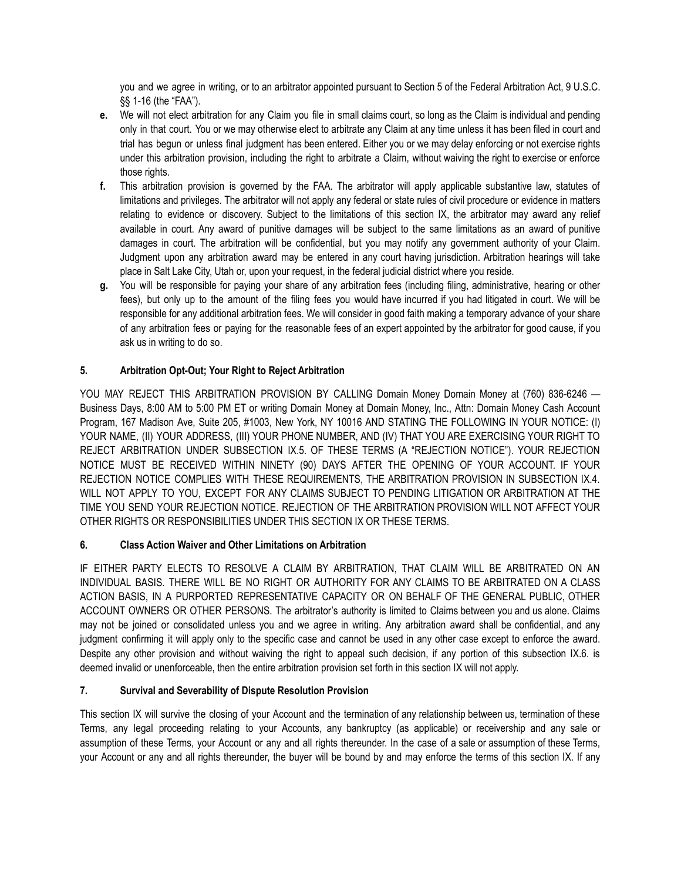you and we agree in writing, or to an arbitrator appointed pursuant to Section 5 of the Federal Arbitration Act, 9 U.S.C. §§ 1-16 (the "FAA").

**e.** We will not elect arbitration for any Claim you file in small claims court, so long as the Claim is individual and pending only in that court. You or we may otherwise elect to arbitrate any Claim at any time unless it has been filed in court and trial has begun or unless final judgment has been entered. Either you or we may delay enforcing or not exercise rights under this arbitration provision, including the right to arbitrate a Claim, without waiving the right to exercise or enforce those rights.

**f.** This arbitration provision is governed by the FAA. The arbitrator will apply applicable substantive law, statutes of limitations and privileges. The arbitrator will not apply any federal or state rules of civil procedure or evidence in matters relating to evidence or discovery. Subject to the limitations of this section IX, the arbitrator may award any relief available in court. Any award of punitive damages will be subject to the same limitations as an award of punitive damages in court. The arbitration will be confidential, but you may notify any government authority of your Claim. Judgment upon any arbitration award may be entered in any court having jurisdiction. Arbitration hearings will take place in Salt Lake City, Utah or, upon your request, in the federal judicial district where you reside.

**g.** You will be responsible for paying your share of any arbitration fees (including filing, administrative, hearing or other fees), but only up to the amount of the filing fees you would have incurred if you had litigated in court. We will be responsible for any additional arbitration fees. We will consider in good faith making a temporary advance of your share of any arbitration fees or paying for the reasonable fees of an expert appointed by the arbitrator for good cause, if you ask us in writing to do so.

**5. Arbitration Opt-Out; Your Right to Reject Arbitration**

YOU MAY REJECT THIS ARBITRATION PROVISION BY CALLING Domain Money Domain Money at (760) 836-6246 — Business Days, 8:00 AM to 5:00 PM ET or writing Domain Money at Domain Money, Inc., Attn: Domain Money Cash Account Program, 167 Madison Ave, Suite 205, #1003, New York, NY 10016 AND STATING THE FOLLOWING IN YOUR NOTICE: (I) YOUR NAME, (II) YOUR ADDRESS, (III) YOUR PHONE NUMBER, AND (IV) THAT YOU ARE EXERCISING YOUR RIGHT TO REJECT ARBITRATION UNDER SUBSECTION IX.5. OF THESE TERMS (A "REJECTION NOTICE"). YOUR REJECTION NOTICE MUST BE RECEIVED WITHIN NINETY (90) DAYS AFTER THE OPENING OF YOUR ACCOUNT. IF YOUR REJECTION NOTICE COMPLIES WITH THESE REQUIREMENTS, THE ARBITRATION PROVISION IN SUBSECTION IX.4. WILL NOT APPLY TO YOU, EXCEPT FOR ANY CLAIMS SUBJECT TO PENDING LITIGATION OR ARBITRATION AT THE TIME YOU SEND YOUR REJECTION NOTICE. REJECTION OF THE ARBITRATION PROVISION WILL NOT AFFECT YOUR OTHER RIGHTS OR RESPONSIBILITIES UNDER THIS SECTION IX OR THESE TERMS.

**6. Class Action Waiver and Other Limitations on Arbitration**

IF EITHER PARTY ELECTS TO RESOLVE A CLAIM BY ARBITRATION, THAT CLAIM WILL BE ARBITRATED ON AN INDIVIDUAL BASIS. THERE WILL BE NO RIGHT OR AUTHORITY FOR ANY CLAIMS TO BE ARBITRATED ON A CLASS ACTION BASIS, IN A PURPORTED REPRESENTATIVE CAPACITY OR ON BEHALF OF THE GENERAL PUBLIC, OTHER ACCOUNT OWNERS OR OTHER PERSONS. The arbitrator's authority is limited to Claims between you and us alone. Claims may not be joined or consolidated unless you and we agree in writing. Any arbitration award shall be confidential, and any judgment confirming it will apply only to the specific case and cannot be used in any other case except to enforce the award. Despite any other provision and without waiving the right to appeal such decision, if any portion of this subsection IX.6. is deemed invalid or unenforceable, then the entire arbitration provision set forth in this section IX will not apply.

**7. Survival and Severability of Dispute Resolution Provision**

This section IX will survive the closing of your Account and the termination of any relationship between us, termination of these Terms, any legal proceeding relating to your Accounts, any bankruptcy (as applicable) or receivership and any sale or assumption of these Terms, your Account or any and all rights thereunder. In the case of a sale or assumption of these Terms, your Account or any and all rights thereunder, the buyer will be bound by and may enforce the terms of this section IX. If any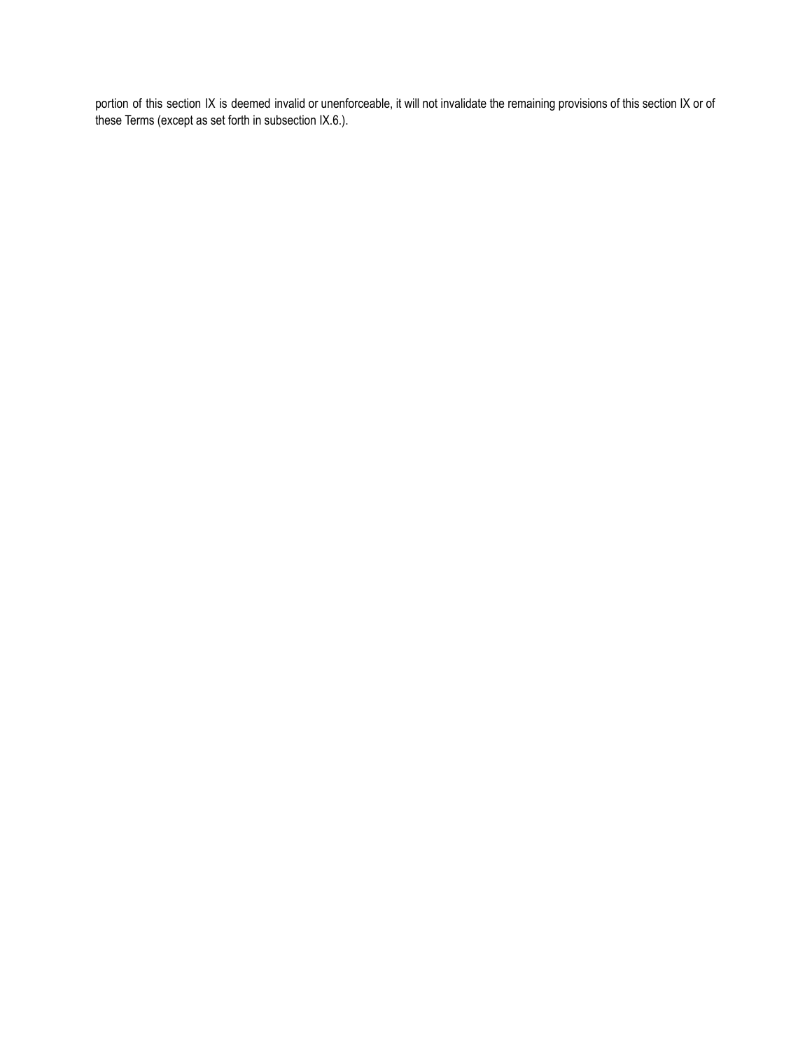portion of this section IX is deemed invalid or unenforceable, it will not invalidate the remaining provisions of this section IX or of these Terms (except as set forth in subsection IX.6.).